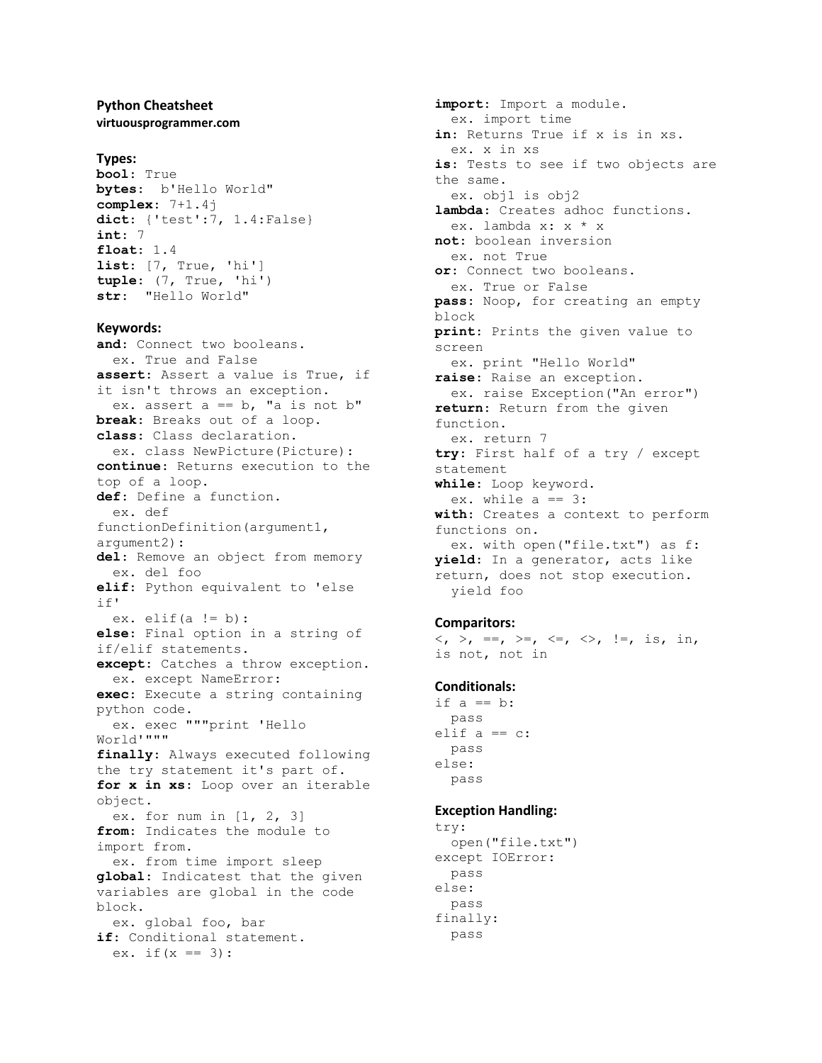**Python Cheatsheet**
**virtuousprogrammer.com**

**Types:**

**bool**: True
**bytes**: b'Hello World"
**complex**: 7+1.4j
**dict**: {'test':7, 1.4:False}
**int**: 7
**float**: 1.4
**list**: [7, True, 'hi']
**tuple**: (7, True, 'hi')
**str**: "Hello World"

**Keywords:**

**and**: Connect two booleans.
  ex. True and False
**assert**: Assert a value is True, if it isn't throws an exception.
  ex. assert a == b, "a is not b"
**break**: Breaks out of a loop.
**class**: Class declaration.
  ex. class NewPicture(Picture):
**continue**: Returns execution to the top of a loop.
**def**: Define a function.
  ex. def functionDefinition(argument1, argument2):
**del**: Remove an object from memory
  ex. del foo
**elif**: Python equivalent to 'else if'
  ex. elif(a != b):
**else**: Final option in a string of if/elif statements.
**except**: Catches a throw exception.
  ex. except NameError:
**exec**: Execute a string containing python code.
  ex. exec """print 'Hello World'"""
**finally**: Always executed following the try statement it's part of.
**for x in xs**: Loop over an iterable object.
  ex. for num in [1, 2, 3]
**from**: Indicates the module to import from.
  ex. from time import sleep
**global**: Indicatest that the given variables are global in the code block.
  ex. global foo, bar
**if**: Conditional statement.
  ex. if(x == 3):
**import**: Import a module.
  ex. import time
**in**: Returns True if x is in xs.
  ex. x in xs
**is**: Tests to see if two objects are the same.
  ex. obj1 is obj2
**lambda**: Creates adhoc functions.
  ex. lambda x: x * x
**not**: boolean inversion
  ex. not True
**or**: Connect two booleans.
  ex. True or False
**pass**: Noop, for creating an empty block
**print**: Prints the given value to screen
  ex. print "Hello World"
**raise**: Raise an exception.
  ex. raise Exception("An error")
**return**: Return from the given function.
  ex. return 7
**try**: First half of a try / except statement
**while**: Loop keyword.
  ex. while a == 3:
**with**: Creates a context to perform functions on.
  ex. with open("file.txt") as f:
**yield**: In a generator, acts like return, does not stop execution.
  yield foo

**Comparitors:**

<, >, ==, >=, <=, <>, !=, is, in, is not, not in

**Conditionals:**

```
if a == b:
  pass
elif a == c:
  pass
else:
  pass
```

**Exception Handling:**

```
try:
  open("file.txt")
except IOError:
  pass
else:
  pass
finally:
  pass
```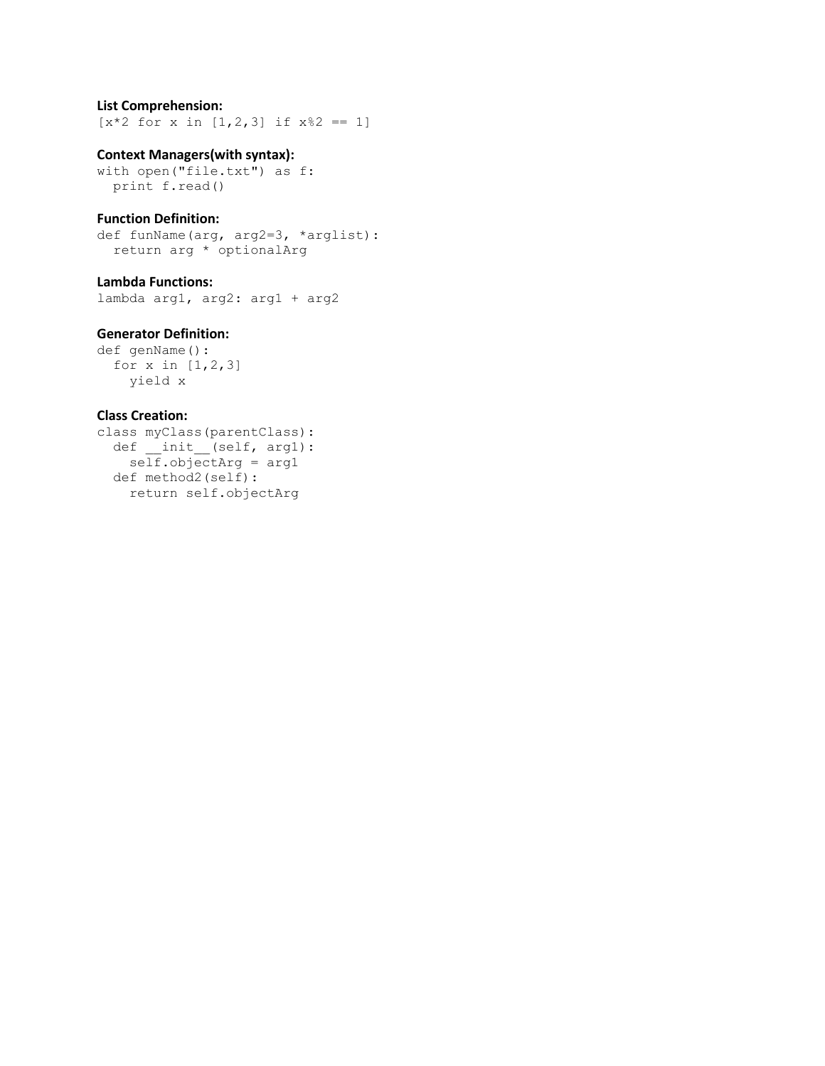**List Comprehension:**
```
[x*2 for x in [1,2,3] if x%2 == 1]
```

**Context Managers(with syntax):**
```
with open("file.txt") as f:
  print f.read()
```

**Function Definition:**
```
def funName(arg, arg2=3, *arglist):
  return arg * optionalArg
```

**Lambda Functions:**
```
lambda arg1, arg2: arg1 + arg2
```

**Generator Definition:**
```
def genName():
  for x in [1,2,3]
    yield x
```

**Class Creation:**
```
class myClass(parentClass):
  def __init__(self, arg1):
    self.objectArg = arg1
  def method2(self):
    return self.objectArg
```